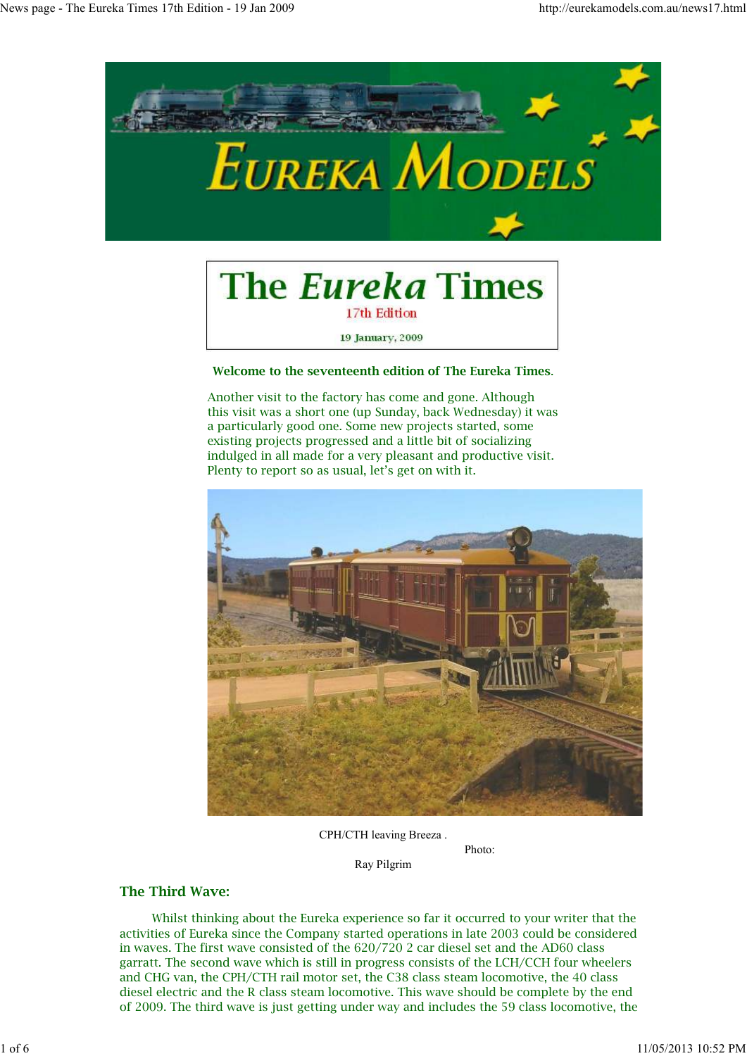# The *Eureka* Times

17th Edition

19 January, 2009

**Welcome to the seventeenth edition of The Eureka Times.**

Another visit to the factory has come and gone. Although this visit was a short one (up Sunday, back Wednesday) it was a particularly good one. Some new projects started, some existing projects progressed and a little bit of socializing indulged in all made for a very pleasant and productive visit. Plenty to report so as usual, let's get on with it.

CPH/CTH leaving Breeza . Photo: Ray Pilgrim

## The Third Wave:

Whilst thinking about the Eureka experience so far it occurred to your writer that the activities of Eureka since the Company started operations in late 2003 could be considered in waves. The first wave consisted of the 620/720 2 car diesel set and the AD60 class garratt. The second wave which is still in progress consists of the LCH/CCH four wheelers and CHG van, the CPH/CTH rail motor set, the C38 class steam locomotive, the 40 class diesel electric and the R class steam locomotive. This wave should be complete by the end of 2009. The third wave is just getting under way and includes the 59 class locomotive, the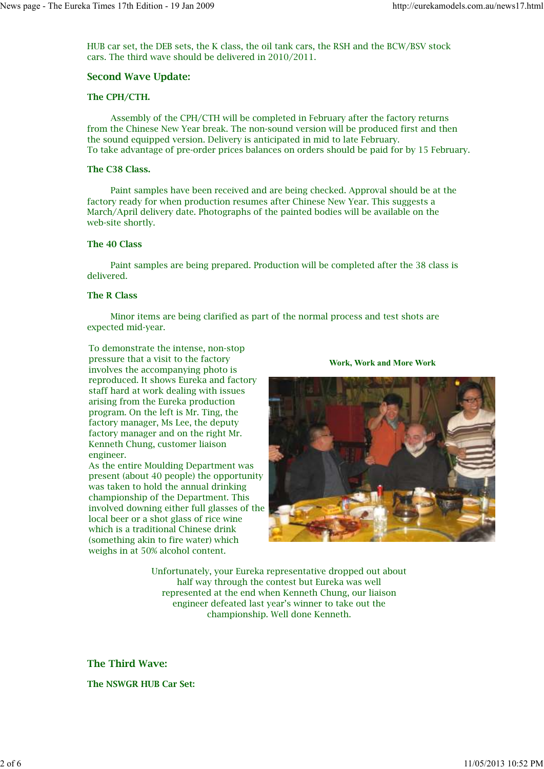HUB car set, the DEB sets, the K class, the oil tank cars, the RSH and the BCW/BSV stock cars. The third wave should be delivered in 2010/2011.

## Second Wave Update:

### The CPH/CTH.

Assembly of the CPH/CTH will be completed in February after the factory returns from the Chinese New Year break. The non-sound version will be produced first and then the sound equipped version. Delivery is anticipated in mid to late February.
To take advantage of pre-order prices balances on orders should be paid for by 15 February.

### The C38 Class.

Paint samples have been received and are being checked. Approval should be at the factory ready for when production resumes after Chinese New Year. This suggests a March/April delivery date. Photographs of the painted bodies will be available on the web-site shortly.

### The 40 Class

Paint samples are being prepared. Production will be completed after the 38 class is delivered.

### The R Class

Minor items are being clarified as part of the normal process and test shots are expected mid-year.

To demonstrate the intense, non-stop pressure that a visit to the factory involves the accompanying photo is reproduced. It shows Eureka and factory staff hard at work dealing with issues arising from the Eureka production program. On the left is Mr. Ting, the factory manager, Ms Lee, the deputy factory manager and on the right Mr. Kenneth Chung, customer liaison engineer.
As the entire Moulding Department was present (about 40 people) the opportunity was taken to hold the annual drinking championship of the Department. This involved downing either full glasses of the local beer or a shot glass of rice wine which is a traditional Chinese drink (something akin to fire water) which weighs in at 50% alcohol content.

**Work, Work and More Work**

Unfortunately, your Eureka representative dropped out about half way through the contest but Eureka was well represented at the end when Kenneth Chung, our liaison engineer defeated last year's winner to take out the championship. Well done Kenneth.

## The Third Wave:

### The NSWGR HUB Car Set: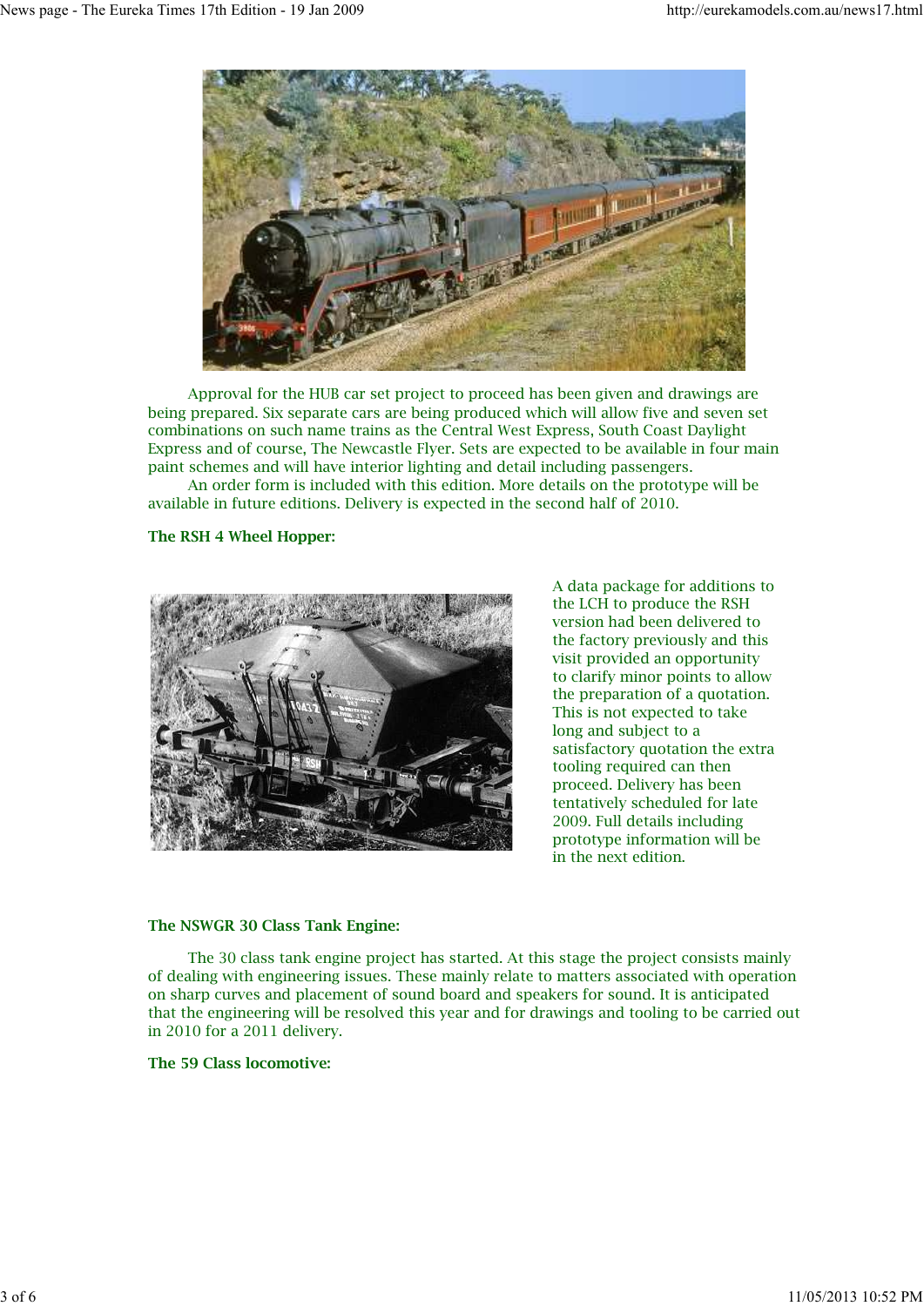Approval for the HUB car set project to proceed has been given and drawings are being prepared. Six separate cars are being produced which will allow five and seven set combinations on such name trains as the Central West Express, South Coast Daylight Express and of course, The Newcastle Flyer. Sets are expected to be available in four main paint schemes and will have interior lighting and detail including passengers.

An order form is included with this edition. More details on the prototype will be available in future editions. Delivery is expected in the second half of 2010.

**The RSH 4 Wheel Hopper:**

A data package for additions to the LCH to produce the RSH version had been delivered to the factory previously and this visit provided an opportunity to clarify minor points to allow the preparation of a quotation. This is not expected to take long and subject to a satisfactory quotation the extra tooling required can then proceed. Delivery has been tentatively scheduled for late 2009. Full details including prototype information will be in the next edition.

**The NSWGR 30 Class Tank Engine:**

The 30 class tank engine project has started. At this stage the project consists mainly of dealing with engineering issues. These mainly relate to matters associated with operation on sharp curves and placement of sound board and speakers for sound. It is anticipated that the engineering will be resolved this year and for drawings and tooling to be carried out in 2010 for a 2011 delivery.

**The 59 Class locomotive:**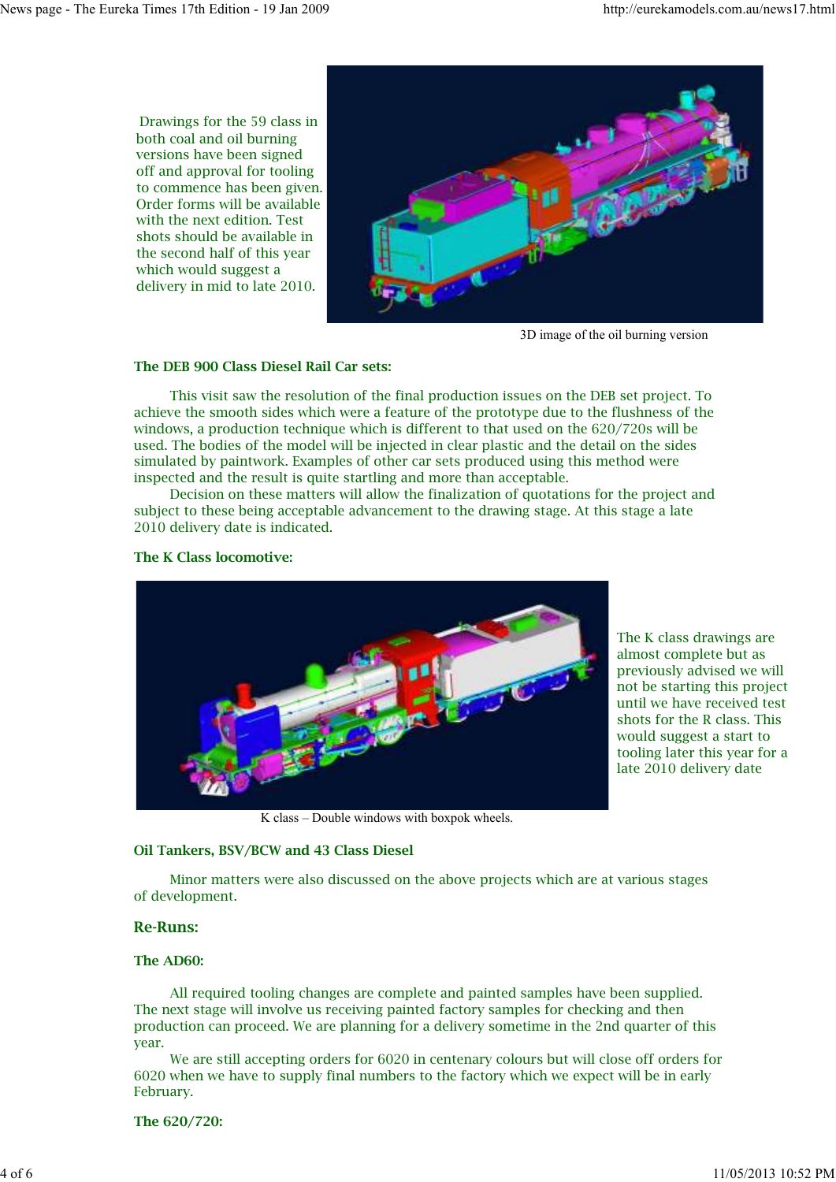Drawings for the 59 class in both coal and oil burning versions have been signed off and approval for tooling to commence has been given. Order forms will be available with the next edition. Test shots should be available in the second half of this year which would suggest a delivery in mid to late 2010.

3D image of the oil burning version

**The DEB 900 Class Diesel Rail Car sets:**

This visit saw the resolution of the final production issues on the DEB set project. To achieve the smooth sides which were a feature of the prototype due to the flushness of the windows, a production technique which is different to that used on the 620/720s will be used. The bodies of the model will be injected in clear plastic and the detail on the sides simulated by paintwork. Examples of other car sets produced using this method were inspected and the result is quite startling and more than acceptable.

Decision on these matters will allow the finalization of quotations for the project and subject to these being acceptable advancement to the drawing stage. At this stage a late 2010 delivery date is indicated.

**The K Class locomotive:**

K class – Double windows with boxpok wheels.

The K class drawings are almost complete but as previously advised we will not be starting this project until we have received test shots for the R class. This would suggest a start to tooling later this year for a late 2010 delivery date

**Oil Tankers, BSV/BCW and 43 Class Diesel**

Minor matters were also discussed on the above projects which are at various stages of development.

## Re-Runs:

**The AD60:**

All required tooling changes are complete and painted samples have been supplied. The next stage will involve us receiving painted factory samples for checking and then production can proceed. We are planning for a delivery sometime in the 2nd quarter of this year.

We are still accepting orders for 6020 in centenary colours but will close off orders for 6020 when we have to supply final numbers to the factory which we expect will be in early February.

**The 620/720:**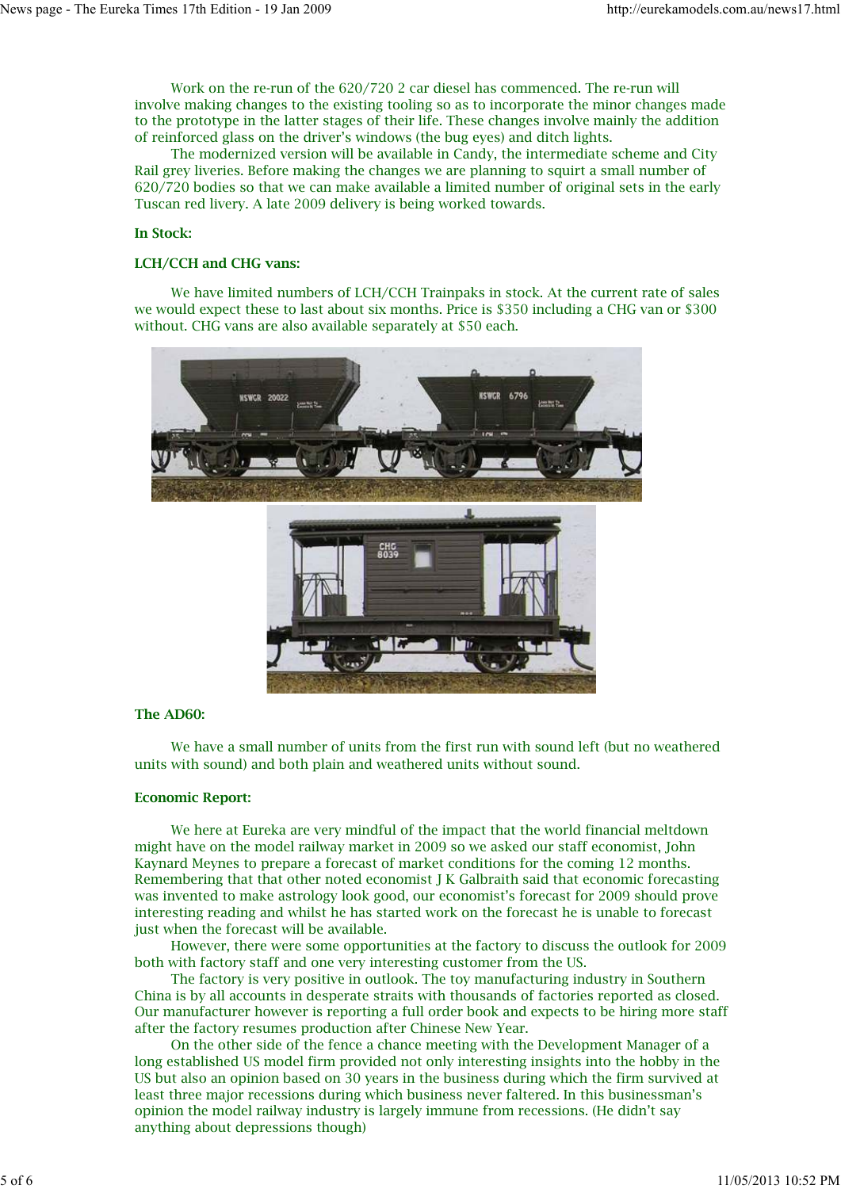Work on the re-run of the 620/720 2 car diesel has commenced. The re-run will involve making changes to the existing tooling so as to incorporate the minor changes made to the prototype in the latter stages of their life. These changes involve mainly the addition of reinforced glass on the driver's windows (the bug eyes) and ditch lights.

The modernized version will be available in Candy, the intermediate scheme and City Rail grey liveries. Before making the changes we are planning to squirt a small number of 620/720 bodies so that we can make available a limited number of original sets in the early Tuscan red livery. A late 2009 delivery is being worked towards.

**In Stock:**

**LCH/CCH and CHG vans:**

We have limited numbers of LCH/CCH Trainpaks in stock. At the current rate of sales we would expect these to last about six months. Price is $350 including a CHG van or $300 without. CHG vans are also available separately at $50 each.

**The AD60:**

We have a small number of units from the first run with sound left (but no weathered units with sound) and both plain and weathered units without sound.

**Economic Report:**

We here at Eureka are very mindful of the impact that the world financial meltdown might have on the model railway market in 2009 so we asked our staff economist, John Kaynard Meynes to prepare a forecast of market conditions for the coming 12 months. Remembering that that other noted economist J K Galbraith said that economic forecasting was invented to make astrology look good, our economist's forecast for 2009 should prove interesting reading and whilst he has started work on the forecast he is unable to forecast just when the forecast will be available.

However, there were some opportunities at the factory to discuss the outlook for 2009 both with factory staff and one very interesting customer from the US.

The factory is very positive in outlook. The toy manufacturing industry in Southern China is by all accounts in desperate straits with thousands of factories reported as closed. Our manufacturer however is reporting a full order book and expects to be hiring more staff after the factory resumes production after Chinese New Year.

On the other side of the fence a chance meeting with the Development Manager of a long established US model firm provided not only interesting insights into the hobby in the US but also an opinion based on 30 years in the business during which the firm survived at least three major recessions during which business never faltered. In this businessman's opinion the model railway industry is largely immune from recessions. (He didn't say anything about depressions though)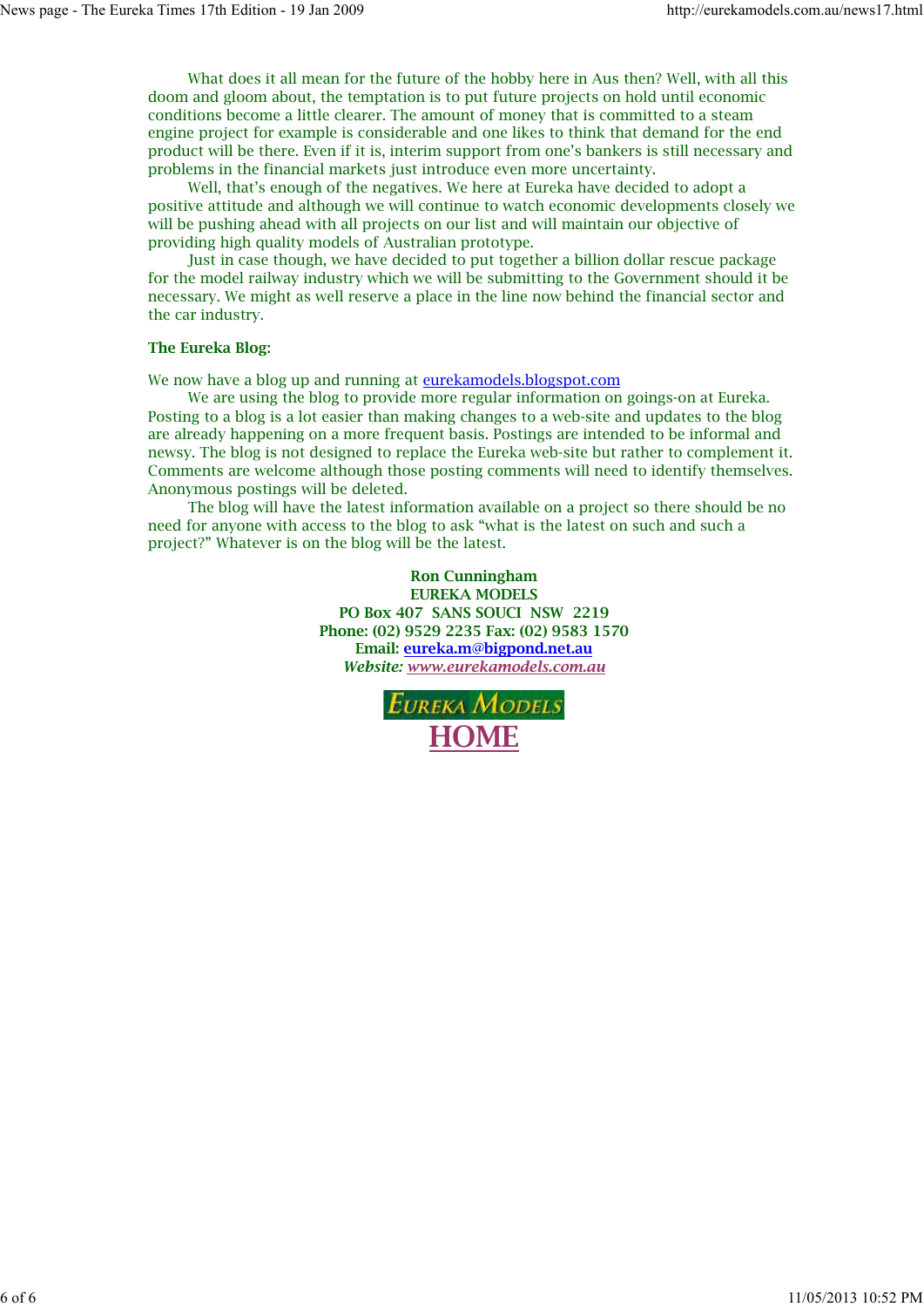What does it all mean for the future of the hobby here in Aus then? Well, with all this doom and gloom about, the temptation is to put future projects on hold until economic conditions become a little clearer. The amount of money that is committed to a steam engine project for example is considerable and one likes to think that demand for the end product will be there. Even if it is, interim support from one's bankers is still necessary and problems in the financial markets just introduce even more uncertainty.

Well, that's enough of the negatives. We here at Eureka have decided to adopt a positive attitude and although we will continue to watch economic developments closely we will be pushing ahead with all projects on our list and will maintain our objective of providing high quality models of Australian prototype.

Just in case though, we have decided to put together a billion dollar rescue package for the model railway industry which we will be submitting to the Government should it be necessary. We might as well reserve a place in the line now behind the financial sector and the car industry.

**The Eureka Blog:**

We now have a blog up and running at eurekamodels.blogspot.com

We are using the blog to provide more regular information on goings-on at Eureka. Posting to a blog is a lot easier than making changes to a web-site and updates to the blog are already happening on a more frequent basis. Postings are intended to be informal and newsy. The blog is not designed to replace the Eureka web-site but rather to complement it. Comments are welcome although those posting comments will need to identify themselves. Anonymous postings will be deleted.

The blog will have the latest information available on a project so there should be no need for anyone with access to the blog to ask "what is the latest on such and such a project?" Whatever is on the blog will be the latest.

**Ron Cunningham**
**EUREKA MODELS**
**PO Box 407 SANS SOUCI NSW 2219**
**Phone: (02) 9529 2235 Fax: (02) 9583 1570**
**Email: eureka.m@bigpond.net.au**
***Website: www.eurekamodels.com.au***

EUREKA MODELS

**HOME**